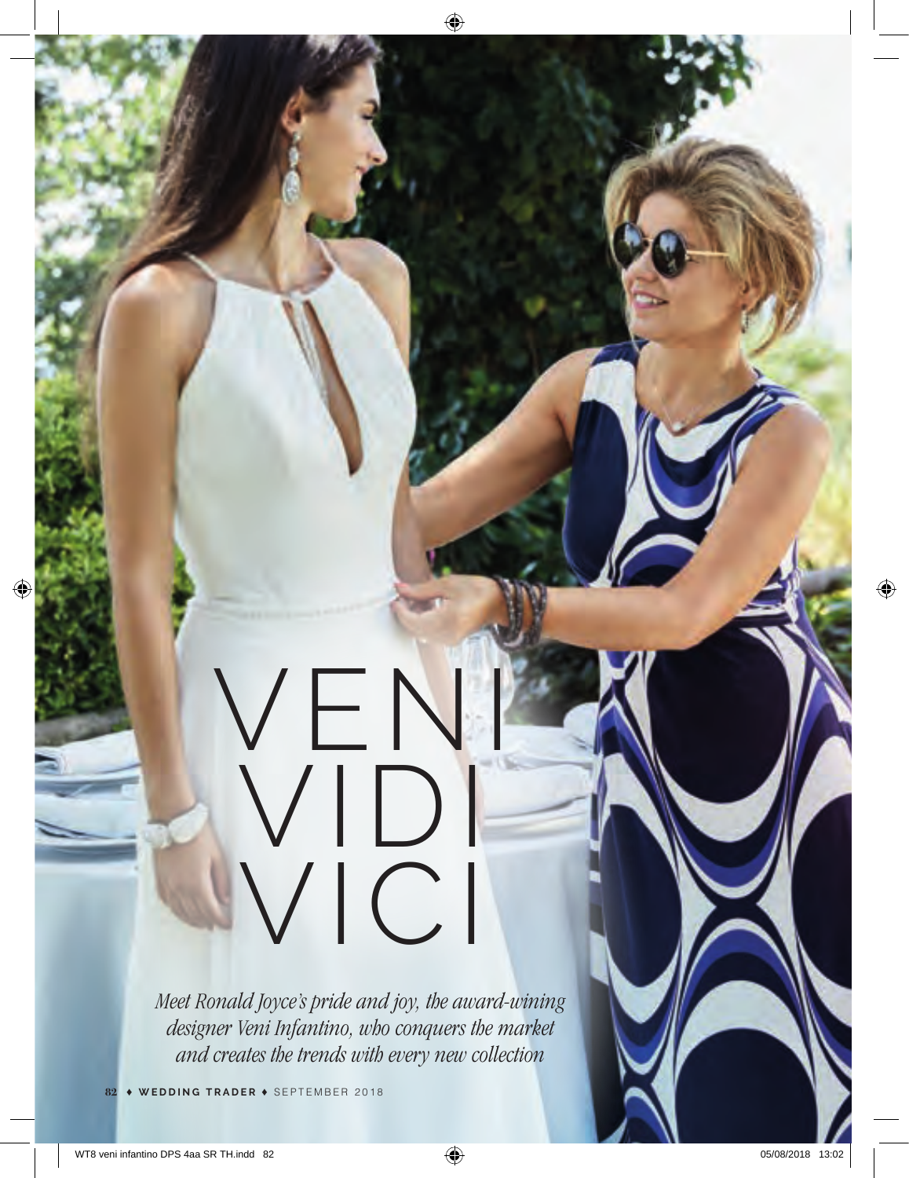# VENI VIDI VICI

*Meet Ronald Joyce's pride and joy, the award-wining designer Veni Infantino, who conquers the market and creates the trends with every new collection*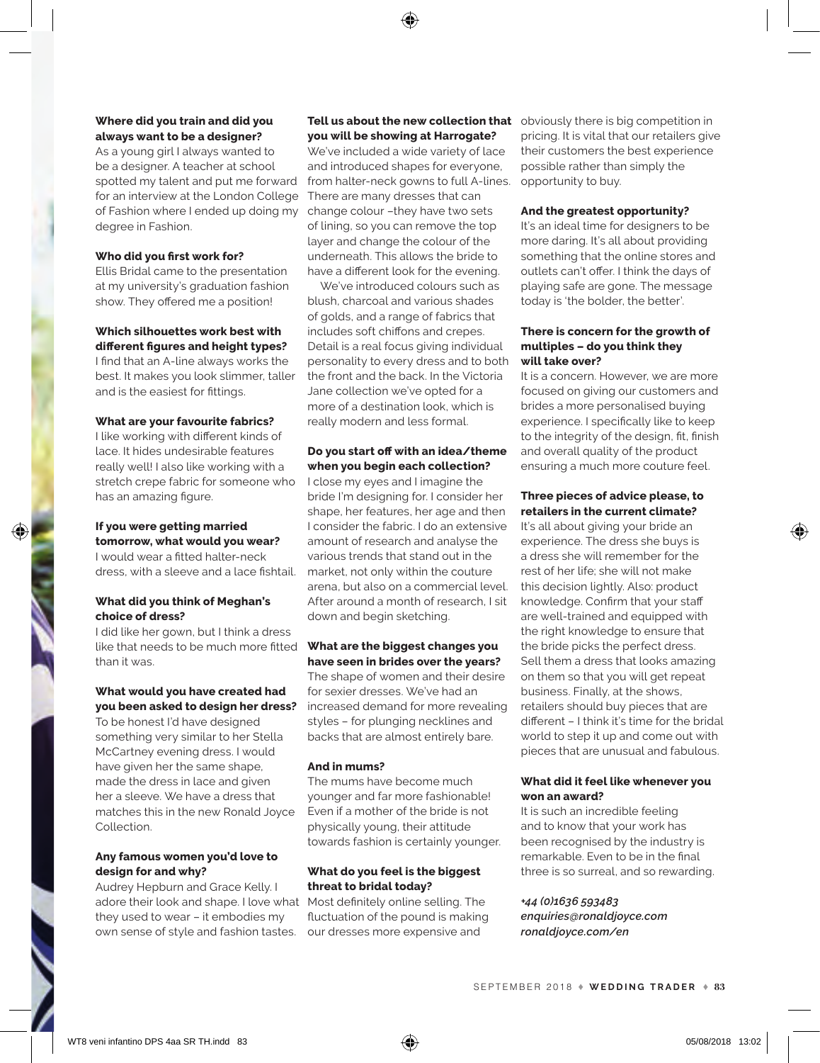**Where did you train and did you always want to be a designer?**

As a young girl I always wanted to be a designer. A teacher at school spotted my talent and put me forward for an interview at the London College of Fashion where I ended up doing my degree in Fashion.

**Who did you first work for?**

Ellis Bridal came to the presentation at my university's graduation fashion show. They offered me a position!

**Which silhouettes work best with different figures and height types?**

I find that an A-line always works the best. It makes you look slimmer, taller and is the easiest for fittings.

**What are your favourite fabrics?**

I like working with different kinds of lace. It hides undesirable features really well! I also like working with a stretch crepe fabric for someone who has an amazing figure.

**If you were getting married tomorrow, what would you wear?**

I would wear a fitted halter-neck dress, with a sleeve and a lace fishtail.

**What did you think of Meghan's choice of dress?**

I did like her gown, but I think a dress like that needs to be much more fitted than it was.

**What would you have created had you been asked to design her dress?**

To be honest I'd have designed something very similar to her Stella McCartney evening dress. I would have given her the same shape, made the dress in lace and given her a sleeve. We have a dress that matches this in the new Ronald Joyce Collection.

**Any famous women you'd love to design for and why?**

Audrey Hepburn and Grace Kelly. I adore their look and shape. I love what they used to wear – it embodies my own sense of style and fashion tastes.

**Tell us about the new collection that you will be showing at Harrogate?**

We've included a wide variety of lace and introduced shapes for everyone, from halter-neck gowns to full A-lines. There are many dresses that can change colour –they have two sets of lining, so you can remove the top layer and change the colour of the underneath. This allows the bride to have a different look for the evening.

We've introduced colours such as blush, charcoal and various shades of golds, and a range of fabrics that includes soft chiffons and crepes. Detail is a real focus giving individual personality to every dress and to both the front and the back. In the Victoria Jane collection we've opted for a more of a destination look, which is really modern and less formal.

**Do you start off with an idea/theme when you begin each collection?**

I close my eyes and I imagine the bride I'm designing for. I consider her shape, her features, her age and then I consider the fabric. I do an extensive amount of research and analyse the various trends that stand out in the market, not only within the couture arena, but also on a commercial level. After around a month of research, I sit down and begin sketching.

**What are the biggest changes you have seen in brides over the years?**

The shape of women and their desire for sexier dresses. We've had an increased demand for more revealing styles – for plunging necklines and backs that are almost entirely bare.

**And in mums?**

The mums have become much younger and far more fashionable! Even if a mother of the bride is not physically young, their attitude towards fashion is certainly younger.

**What do you feel is the biggest threat to bridal today?**

Most definitely online selling. The fluctuation of the pound is making our dresses more expensive and obviously there is big competition in pricing. It is vital that our retailers give their customers the best experience possible rather than simply the opportunity to buy.

**And the greatest opportunity?**

It's an ideal time for designers to be more daring. It's all about providing something that the online stores and outlets can't offer. I think the days of playing safe are gone. The message today is 'the bolder, the better'.

**There is concern for the growth of multiples – do you think they will take over?**

It is a concern. However, we are more focused on giving our customers and brides a more personalised buying experience. I specifically like to keep to the integrity of the design, fit, finish and overall quality of the product ensuring a much more couture feel.

**Three pieces of advice please, to retailers in the current climate?**

It's all about giving your bride an experience. The dress she buys is a dress she will remember for the rest of her life; she will not make this decision lightly. Also: product knowledge. Confirm that your staff are well-trained and equipped with the right knowledge to ensure that the bride picks the perfect dress. Sell them a dress that looks amazing on them so that you will get repeat business. Finally, at the shows, retailers should buy pieces that are different – I think it's time for the bridal world to step it up and come out with pieces that are unusual and fabulous.

**What did it feel like whenever you won an award?**

It is such an incredible feeling and to know that your work has been recognised by the industry is remarkable. Even to be in the final three is so surreal, and so rewarding.

***+44 (0)1636 593483***
***enquiries@ronaldjoyce.com***
***ronaldjoyce.com/en***